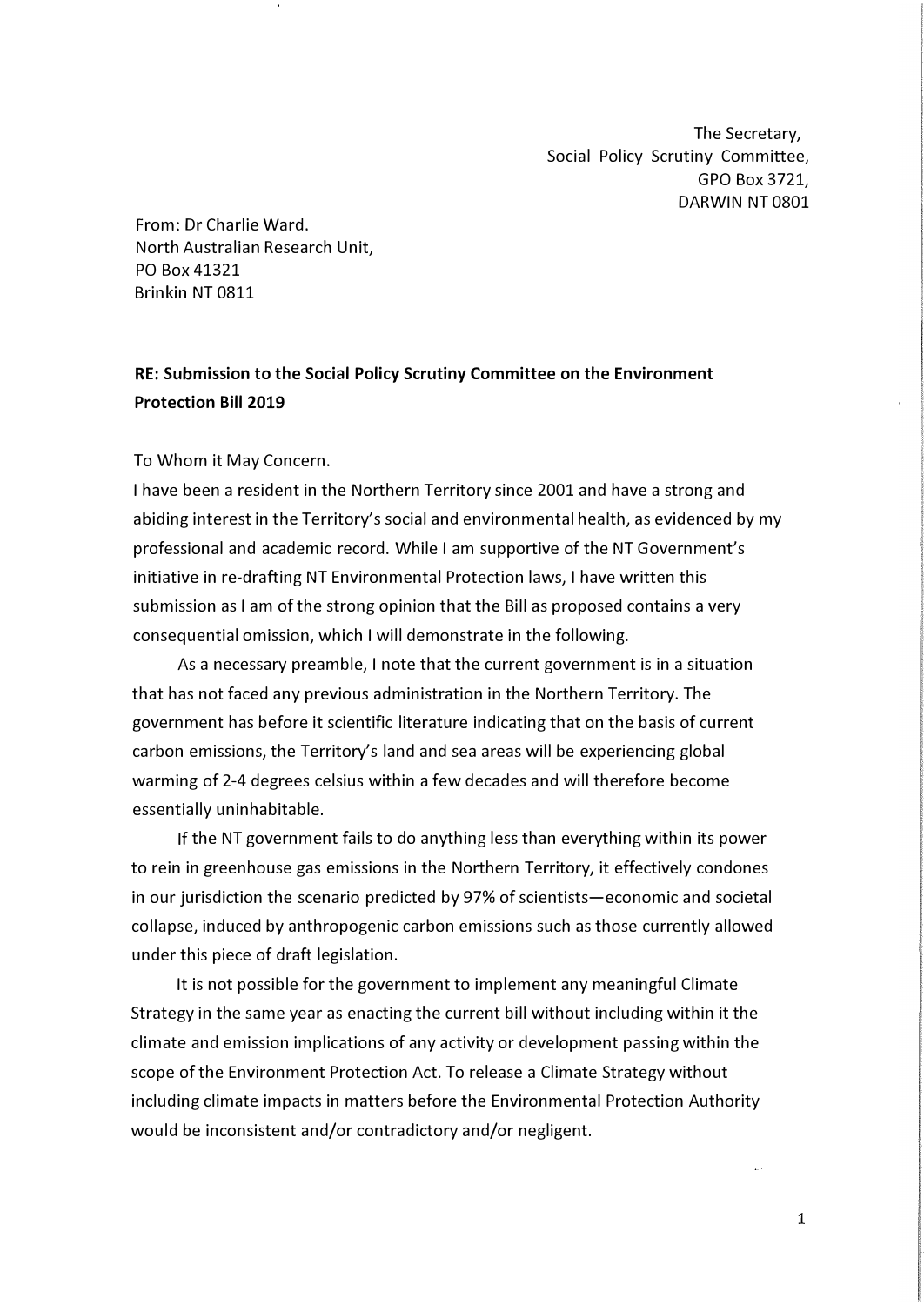The Secretary,
Social Policy Scrutiny Committee,
GPO Box 3721,
DARWIN NT 0801

From: Dr Charlie Ward.
North Australian Research Unit,
PO Box 41321
Brinkin NT 0811

**RE: Submission to the Social Policy Scrutiny Committee on the Environment Protection Bill 2019**

To Whom it May Concern.

I have been a resident in the Northern Territory since 2001 and have a strong and abiding interest in the Territory's social and environmental health, as evidenced by my professional and academic record. While I am supportive of the NT Government's initiative in re-drafting NT Environmental Protection laws, I have written this submission as I am of the strong opinion that the Bill as proposed contains a very consequential omission, which I will demonstrate in the following.

As a necessary preamble, I note that the current government is in a situation that has not faced any previous administration in the Northern Territory. The government has before it scientific literature indicating that on the basis of current carbon emissions, the Territory's land and sea areas will be experiencing global warming of 2-4 degrees celsius within a few decades and will therefore become essentially uninhabitable.

If the NT government fails to do anything less than everything within its power to rein in greenhouse gas emissions in the Northern Territory, it effectively condones in our jurisdiction the scenario predicted by 97% of scientists—economic and societal collapse, induced by anthropogenic carbon emissions such as those currently allowed under this piece of draft legislation.

It is not possible for the government to implement any meaningful Climate Strategy in the same year as enacting the current bill without including within it the climate and emission implications of any activity or development passing within the scope of the Environment Protection Act. To release a Climate Strategy without including climate impacts in matters before the Environmental Protection Authority would be inconsistent and/or contradictory and/or negligent.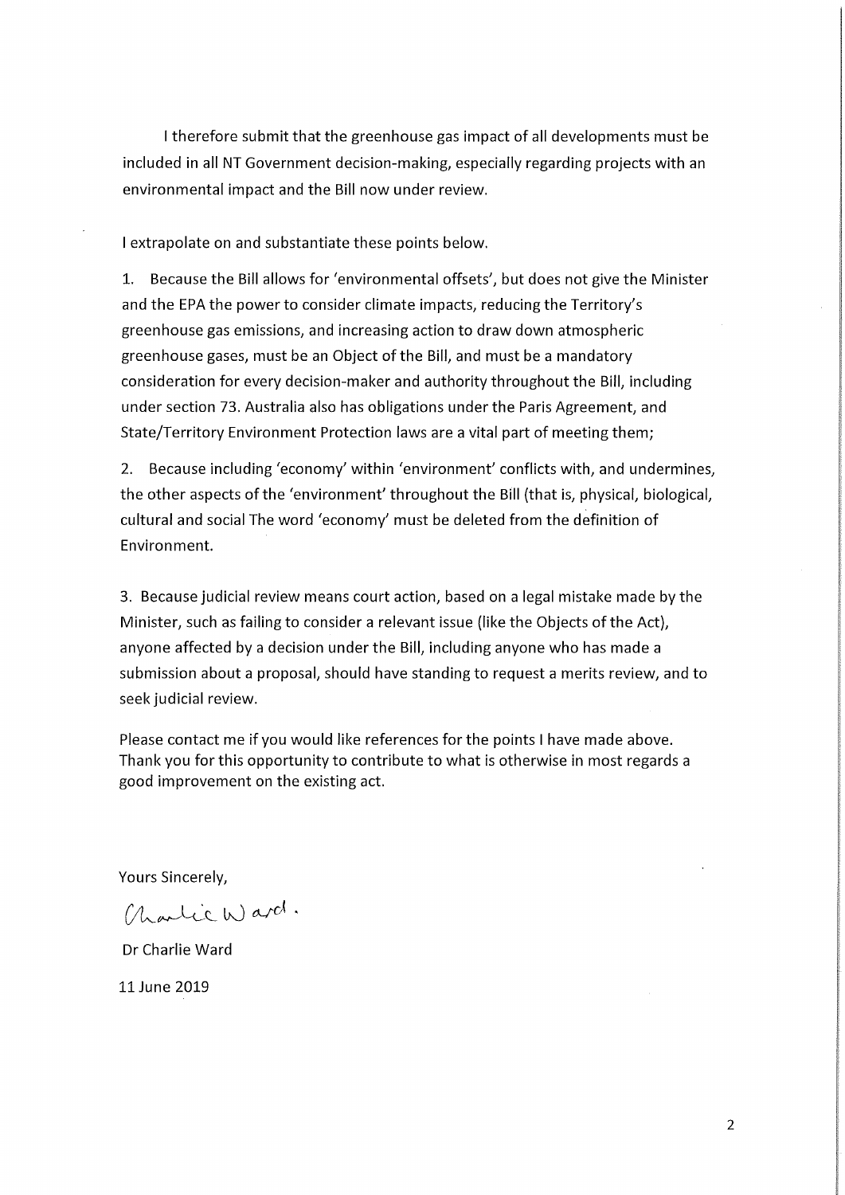I therefore submit that the greenhouse gas impact of all developments must be included in all NT Government decision-making, especially regarding projects with an environmental impact and the Bill now under review.

I extrapolate on and substantiate these points below.

1. Because the Bill allows for 'environmental offsets', but does not give the Minister and the EPA the power to consider climate impacts, reducing the Territory's greenhouse gas emissions, and increasing action to draw down atmospheric greenhouse gases, must be an Object of the Bill, and must be a mandatory consideration for every decision-maker and authority throughout the Bill, including under section 73. Australia also has obligations under the Paris Agreement, and State/Territory Environment Protection laws are a vital part of meeting them;

2. Because including 'economy' within 'environment' conflicts with, and undermines, the other aspects of the 'environment' throughout the Bill (that is, physical, biological, cultural and social The word 'economy' must be deleted from the definition of Environment.

3. Because judicial review means court action, based on a legal mistake made by the Minister, such as failing to consider a relevant issue (like the Objects of the Act), anyone affected by a decision under the Bill, including anyone who has made a submission about a proposal, should have standing to request a merits review, and to seek judicial review.

Please contact me if you would like references for the points I have made above. Thank you for this opportunity to contribute to what is otherwise in most regards a good improvement on the existing act.

Yours Sincerely,

Charlie Ward.

Dr Charlie Ward

11 June 2019